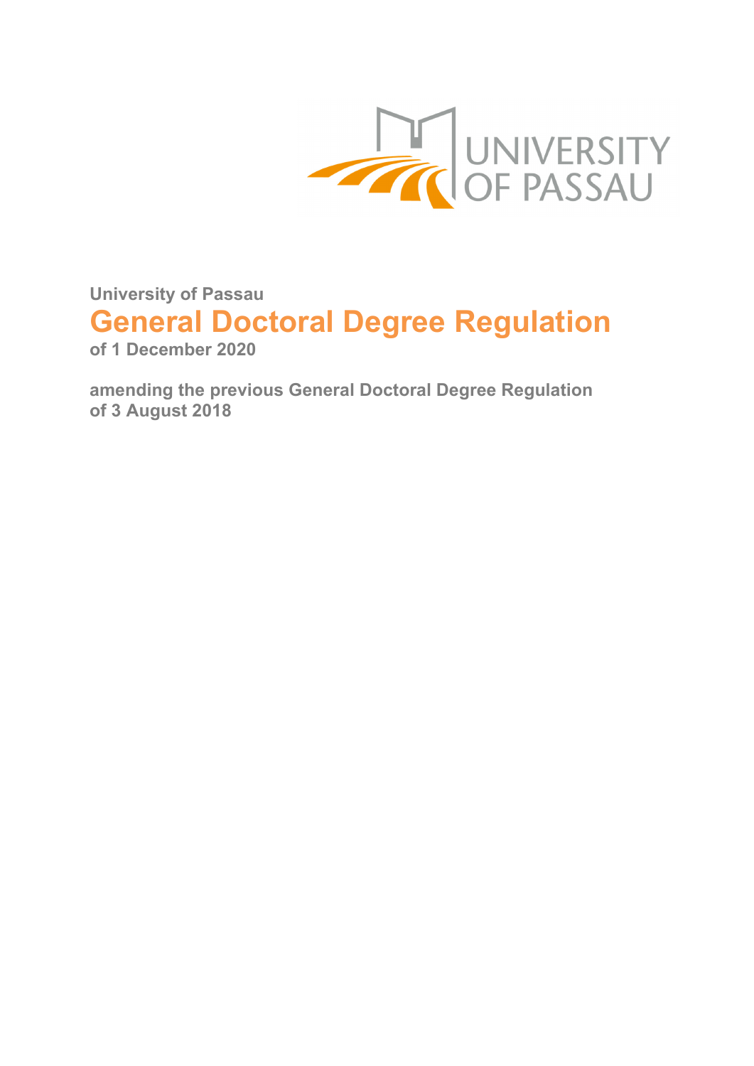UNIVERSITY OF PASSAU

**University of Passau**

# General Doctoral Degree Regulation

**of 1 December 2020**

**amending the previous General Doctoral Degree Regulation of 3 August 2018**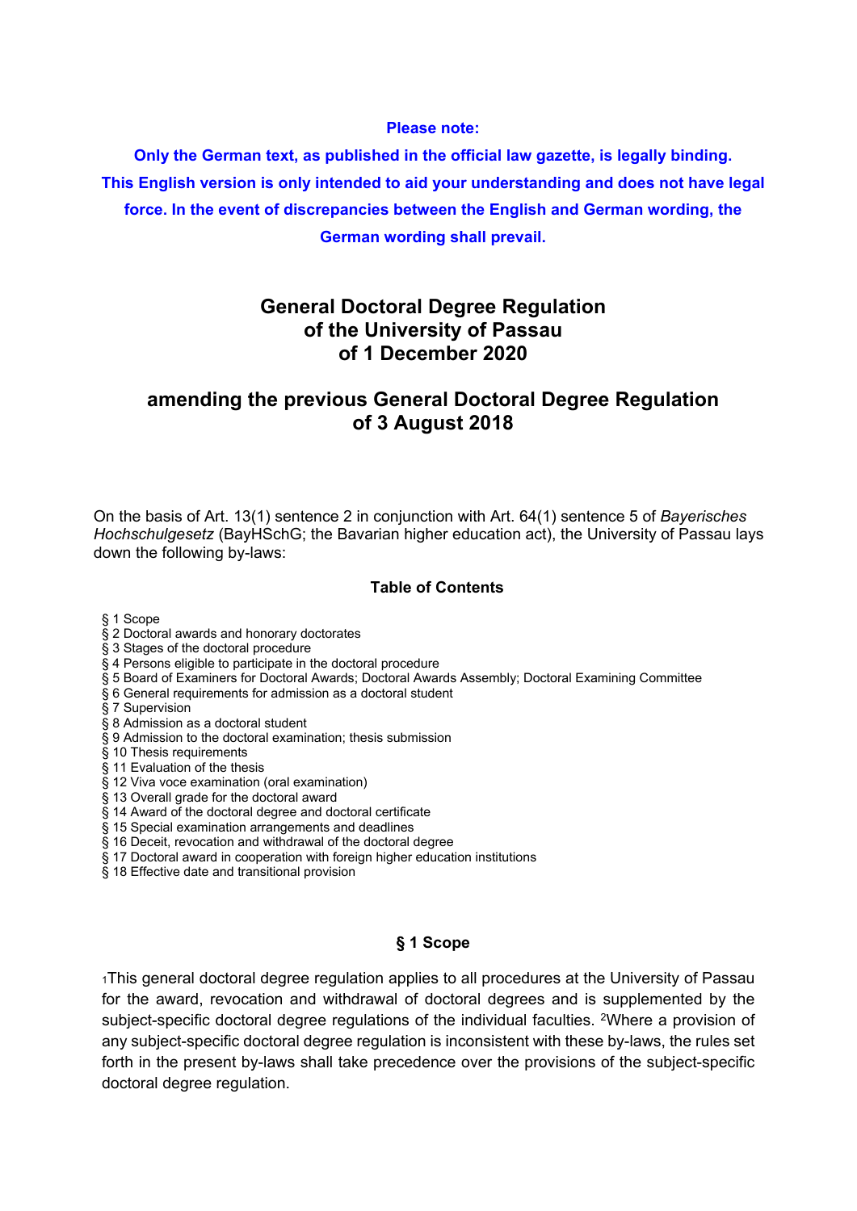**Please note:**

**Only the German text, as published in the official law gazette, is legally binding. This English version is only intended to aid your understanding and does not have legal force. In the event of discrepancies between the English and German wording, the German wording shall prevail.**

# General Doctoral Degree Regulation of the University of Passau of 1 December 2020

## amending the previous General Doctoral Degree Regulation of 3 August 2018

On the basis of Art. 13(1) sentence 2 in conjunction with Art. 64(1) sentence 5 of *Bayerisches Hochschulgesetz* (BayHSchG; the Bavarian higher education act), the University of Passau lays down the following by-laws:

### Table of Contents

§ 1 Scope
§ 2 Doctoral awards and honorary doctorates
§ 3 Stages of the doctoral procedure
§ 4 Persons eligible to participate in the doctoral procedure
§ 5 Board of Examiners for Doctoral Awards; Doctoral Awards Assembly; Doctoral Examining Committee
§ 6 General requirements for admission as a doctoral student
§ 7 Supervision
§ 8 Admission as a doctoral student
§ 9 Admission to the doctoral examination; thesis submission
§ 10 Thesis requirements
§ 11 Evaluation of the thesis
§ 12 Viva voce examination (oral examination)
§ 13 Overall grade for the doctoral award
§ 14 Award of the doctoral degree and doctoral certificate
§ 15 Special examination arrangements and deadlines
§ 16 Deceit, revocation and withdrawal of the doctoral degree
§ 17 Doctoral award in cooperation with foreign higher education institutions
§ 18 Effective date and transitional provision

### § 1 Scope

[1]This general doctoral degree regulation applies to all procedures at the University of Passau for the award, revocation and withdrawal of doctoral degrees and is supplemented by the subject-specific doctoral degree regulations of the individual faculties. [2]Where a provision of any subject-specific doctoral degree regulation is inconsistent with these by-laws, the rules set forth in the present by-laws shall take precedence over the provisions of the subject-specific doctoral degree regulation.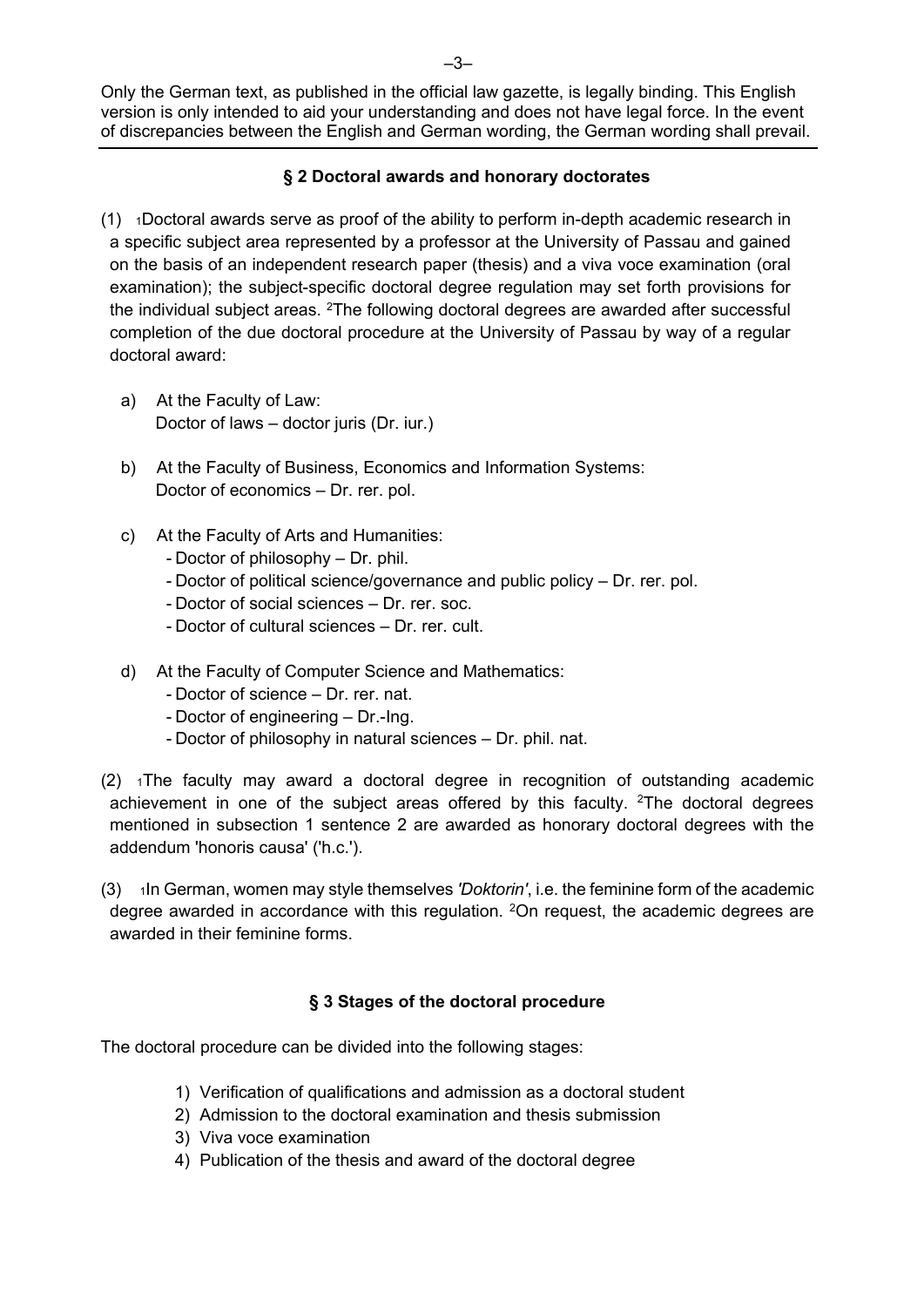Only the German text, as published in the official law gazette, is legally binding. This English version is only intended to aid your understanding and does not have legal force. In the event of discrepancies between the English and German wording, the German wording shall prevail.

## § 2 Doctoral awards and honorary doctorates

(1) [1]Doctoral awards serve as proof of the ability to perform in-depth academic research in a specific subject area represented by a professor at the University of Passau and gained on the basis of an independent research paper (thesis) and a viva voce examination (oral examination); the subject-specific doctoral degree regulation may set forth provisions for the individual subject areas. [2]The following doctoral degrees are awarded after successful completion of the due doctoral procedure at the University of Passau by way of a regular doctoral award:

a) At the Faculty of Law:
Doctor of laws – doctor juris (Dr. iur.)

b) At the Faculty of Business, Economics and Information Systems:
Doctor of economics – Dr. rer. pol.

c) At the Faculty of Arts and Humanities:
- Doctor of philosophy – Dr. phil.
- Doctor of political science/governance and public policy – Dr. rer. pol.
- Doctor of social sciences – Dr. rer. soc.
- Doctor of cultural sciences – Dr. rer. cult.

d) At the Faculty of Computer Science and Mathematics:
- Doctor of science – Dr. rer. nat.
- Doctor of engineering – Dr.-Ing.
- Doctor of philosophy in natural sciences – Dr. phil. nat.

(2) [1]The faculty may award a doctoral degree in recognition of outstanding academic achievement in one of the subject areas offered by this faculty. [2]The doctoral degrees mentioned in subsection 1 sentence 2 are awarded as honorary doctoral degrees with the addendum 'honoris causa' ('h.c.').

(3) [1]In German, women may style themselves *'Doktorin'*, i.e. the feminine form of the academic degree awarded in accordance with this regulation. [2]On request, the academic degrees are awarded in their feminine forms.

## § 3 Stages of the doctoral procedure

The doctoral procedure can be divided into the following stages:

1) Verification of qualifications and admission as a doctoral student
2) Admission to the doctoral examination and thesis submission
3) Viva voce examination
4) Publication of the thesis and award of the doctoral degree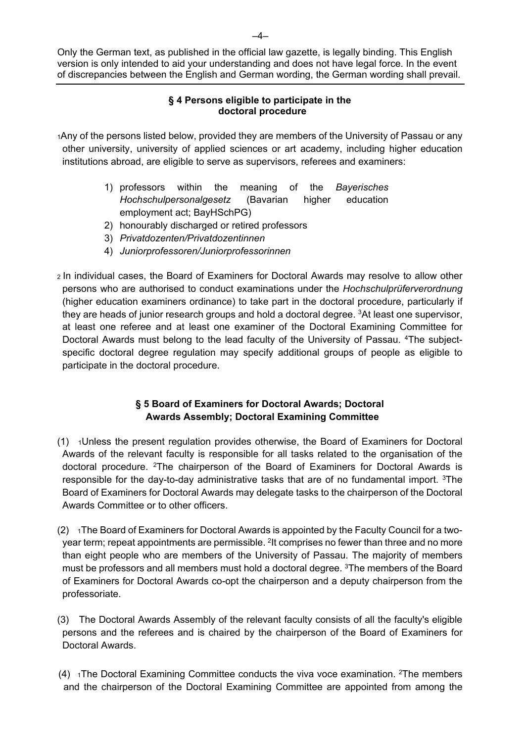Only the German text, as published in the official law gazette, is legally binding. This English version is only intended to aid your understanding and does not have legal force. In the event of discrepancies between the English and German wording, the German wording shall prevail.

### § 4 Persons eligible to participate in the doctoral procedure

[1]Any of the persons listed below, provided they are members of the University of Passau or any other university, university of applied sciences or art academy, including higher education institutions abroad, are eligible to serve as supervisors, referees and examiners:

1) professors within the meaning of the *Bayerisches Hochschulpersonalgesetz* (Bavarian higher education employment act; BayHSchPG)
2) honourably discharged or retired professors
3) *Privatdozenten/Privatdozentinnen*
4) *Juniorprofessoren/Juniorprofessorinnen*

[2] In individual cases, the Board of Examiners for Doctoral Awards may resolve to allow other persons who are authorised to conduct examinations under the *Hochschulprüferverordnung* (higher education examiners ordinance) to take part in the doctoral procedure, particularly if they are heads of junior research groups and hold a doctoral degree. [3]At least one supervisor, at least one referee and at least one examiner of the Doctoral Examining Committee for Doctoral Awards must belong to the lead faculty of the University of Passau. [4]The subject-specific doctoral degree regulation may specify additional groups of people as eligible to participate in the doctoral procedure.

### § 5 Board of Examiners for Doctoral Awards; Doctoral Awards Assembly; Doctoral Examining Committee

(1) [1]Unless the present regulation provides otherwise, the Board of Examiners for Doctoral Awards of the relevant faculty is responsible for all tasks related to the organisation of the doctoral procedure. [2]The chairperson of the Board of Examiners for Doctoral Awards is responsible for the day-to-day administrative tasks that are of no fundamental import. [3]The Board of Examiners for Doctoral Awards may delegate tasks to the chairperson of the Doctoral Awards Committee or to other officers.

(2) [1]The Board of Examiners for Doctoral Awards is appointed by the Faculty Council for a two-year term; repeat appointments are permissible. [2]It comprises no fewer than three and no more than eight people who are members of the University of Passau. The majority of members must be professors and all members must hold a doctoral degree. [3]The members of the Board of Examiners for Doctoral Awards co-opt the chairperson and a deputy chairperson from the professoriate.

(3) The Doctoral Awards Assembly of the relevant faculty consists of all the faculty's eligible persons and the referees and is chaired by the chairperson of the Board of Examiners for Doctoral Awards.

(4) [1]The Doctoral Examining Committee conducts the viva voce examination. [2]The members and the chairperson of the Doctoral Examining Committee are appointed from among the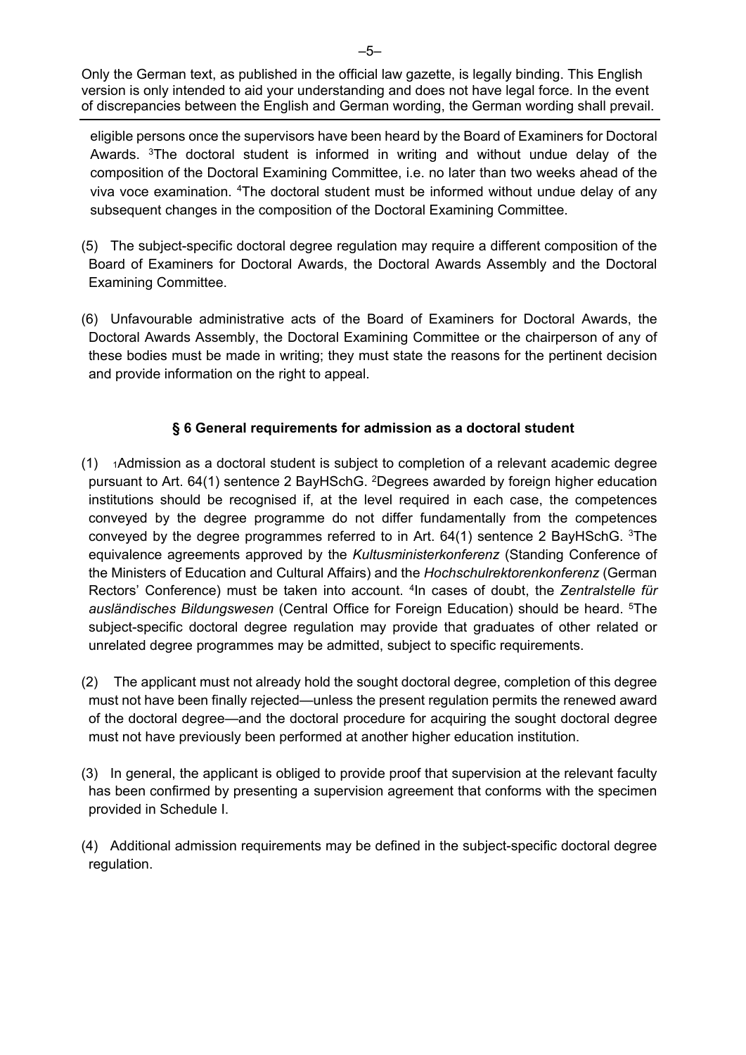Only the German text, as published in the official law gazette, is legally binding. This English version is only intended to aid your understanding and does not have legal force. In the event of discrepancies between the English and German wording, the German wording shall prevail.

eligible persons once the supervisors have been heard by the Board of Examiners for Doctoral Awards. [3]The doctoral student is informed in writing and without undue delay of the composition of the Doctoral Examining Committee, i.e. no later than two weeks ahead of the viva voce examination. [4]The doctoral student must be informed without undue delay of any subsequent changes in the composition of the Doctoral Examining Committee.

(5) The subject-specific doctoral degree regulation may require a different composition of the Board of Examiners for Doctoral Awards, the Doctoral Awards Assembly and the Doctoral Examining Committee.

(6) Unfavourable administrative acts of the Board of Examiners for Doctoral Awards, the Doctoral Awards Assembly, the Doctoral Examining Committee or the chairperson of any of these bodies must be made in writing; they must state the reasons for the pertinent decision and provide information on the right to appeal.

### § 6 General requirements for admission as a doctoral student

(1) [1]Admission as a doctoral student is subject to completion of a relevant academic degree pursuant to Art. 64(1) sentence 2 BayHSchG. [2]Degrees awarded by foreign higher education institutions should be recognised if, at the level required in each case, the competences conveyed by the degree programme do not differ fundamentally from the competences conveyed by the degree programmes referred to in Art. 64(1) sentence 2 BayHSchG. [3]The equivalence agreements approved by the *Kultusministerkonferenz* (Standing Conference of the Ministers of Education and Cultural Affairs) and the *Hochschulrektorenkonferenz* (German Rectors' Conference) must be taken into account. [4]In cases of doubt, the *Zentralstelle für ausländisches Bildungswesen* (Central Office for Foreign Education) should be heard. [5]The subject-specific doctoral degree regulation may provide that graduates of other related or unrelated degree programmes may be admitted, subject to specific requirements.

(2) The applicant must not already hold the sought doctoral degree, completion of this degree must not have been finally rejected—unless the present regulation permits the renewed award of the doctoral degree—and the doctoral procedure for acquiring the sought doctoral degree must not have previously been performed at another higher education institution.

(3) In general, the applicant is obliged to provide proof that supervision at the relevant faculty has been confirmed by presenting a supervision agreement that conforms with the specimen provided in Schedule I.

(4) Additional admission requirements may be defined in the subject-specific doctoral degree regulation.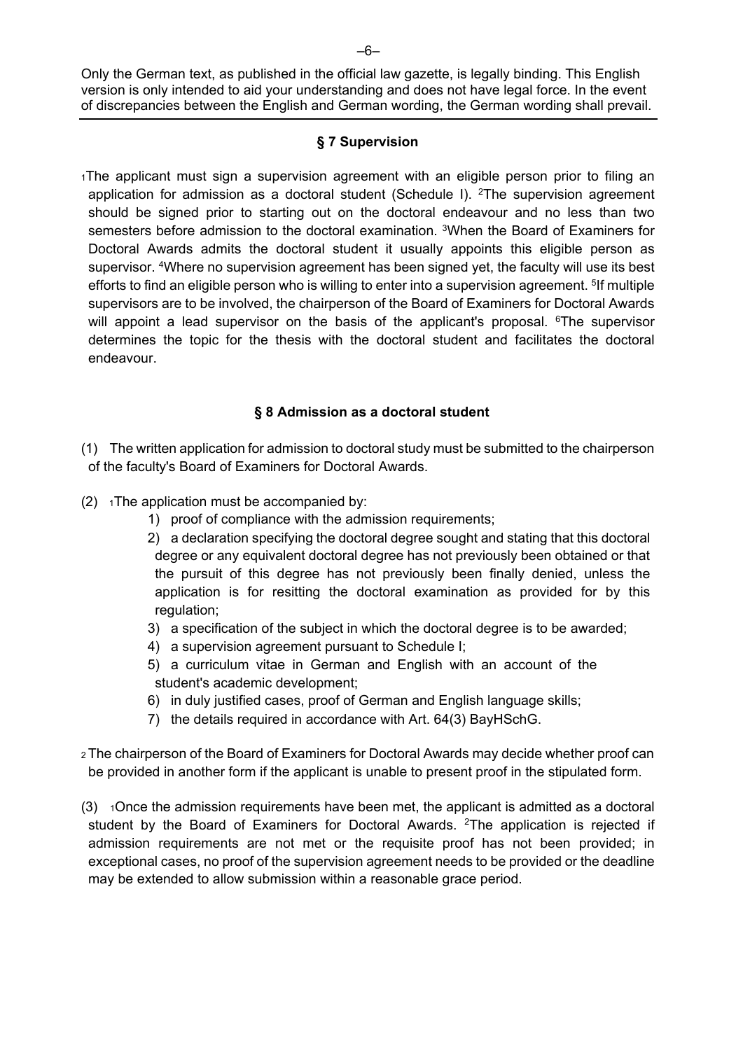Only the German text, as published in the official law gazette, is legally binding. This English version is only intended to aid your understanding and does not have legal force. In the event of discrepancies between the English and German wording, the German wording shall prevail.

### § 7 Supervision

[1]The applicant must sign a supervision agreement with an eligible person prior to filing an application for admission as a doctoral student (Schedule I). [2]The supervision agreement should be signed prior to starting out on the doctoral endeavour and no less than two semesters before admission to the doctoral examination. [3]When the Board of Examiners for Doctoral Awards admits the doctoral student it usually appoints this eligible person as supervisor. [4]Where no supervision agreement has been signed yet, the faculty will use its best efforts to find an eligible person who is willing to enter into a supervision agreement. [5]If multiple supervisors are to be involved, the chairperson of the Board of Examiners for Doctoral Awards will appoint a lead supervisor on the basis of the applicant's proposal. [6]The supervisor determines the topic for the thesis with the doctoral student and facilitates the doctoral endeavour.

### § 8 Admission as a doctoral student

(1) The written application for admission to doctoral study must be submitted to the chairperson of the faculty's Board of Examiners for Doctoral Awards.

(2) [1]The application must be accompanied by:

1) proof of compliance with the admission requirements;
2) a declaration specifying the doctoral degree sought and stating that this doctoral degree or any equivalent doctoral degree has not previously been obtained or that the pursuit of this degree has not previously been finally denied, unless the application is for resitting the doctoral examination as provided for by this regulation;
3) a specification of the subject in which the doctoral degree is to be awarded;
4) a supervision agreement pursuant to Schedule I;
5) a curriculum vitae in German and English with an account of the student's academic development;
6) in duly justified cases, proof of German and English language skills;
7) the details required in accordance with Art. 64(3) BayHSchG.

[2]The chairperson of the Board of Examiners for Doctoral Awards may decide whether proof can be provided in another form if the applicant is unable to present proof in the stipulated form.

(3) [1]Once the admission requirements have been met, the applicant is admitted as a doctoral student by the Board of Examiners for Doctoral Awards. [2]The application is rejected if admission requirements are not met or the requisite proof has not been provided; in exceptional cases, no proof of the supervision agreement needs to be provided or the deadline may be extended to allow submission within a reasonable grace period.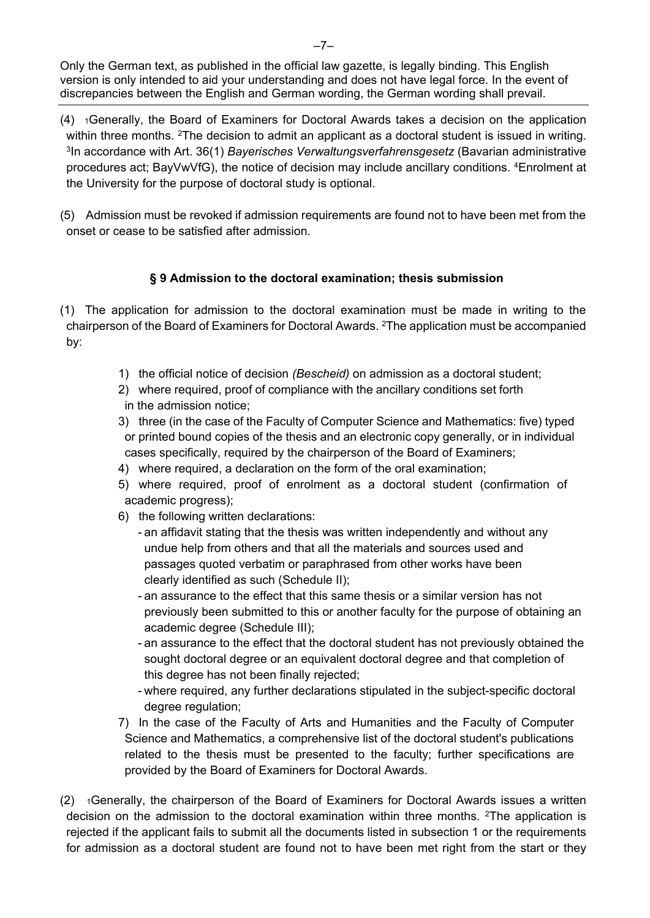Only the German text, as published in the official law gazette, is legally binding. This English version is only intended to aid your understanding and does not have legal force. In the event of discrepancies between the English and German wording, the German wording shall prevail.

(4) [1]Generally, the Board of Examiners for Doctoral Awards takes a decision on the application within three months. [2]The decision to admit an applicant as a doctoral student is issued in writing. [3]In accordance with Art. 36(1) *Bayerisches Verwaltungsverfahrensgesetz* (Bavarian administrative procedures act; BayVwVfG), the notice of decision may include ancillary conditions. [4]Enrolment at the University for the purpose of doctoral study is optional.

(5) Admission must be revoked if admission requirements are found not to have been met from the onset or cease to be satisfied after admission.

### § 9 Admission to the doctoral examination; thesis submission

(1) The application for admission to the doctoral examination must be made in writing to the chairperson of the Board of Examiners for Doctoral Awards. [2]The application must be accompanied by:

1) the official notice of decision *(Bescheid)* on admission as a doctoral student;
2) where required, proof of compliance with the ancillary conditions set forth in the admission notice;
3) three (in the case of the Faculty of Computer Science and Mathematics: five) typed or printed bound copies of the thesis and an electronic copy generally, or in individual cases specifically, required by the chairperson of the Board of Examiners;
4) where required, a declaration on the form of the oral examination;
5) where required, proof of enrolment as a doctoral student (confirmation of academic progress);
6) the following written declarations:
   - an affidavit stating that the thesis was written independently and without any undue help from others and that all the materials and sources used and passages quoted verbatim or paraphrased from other works have been clearly identified as such (Schedule II);
   - an assurance to the effect that this same thesis or a similar version has not previously been submitted to this or another faculty for the purpose of obtaining an academic degree (Schedule III);
   - an assurance to the effect that the doctoral student has not previously obtained the sought doctoral degree or an equivalent doctoral degree and that completion of this degree has not been finally rejected;
   - where required, any further declarations stipulated in the subject-specific doctoral degree regulation;
7) In the case of the Faculty of Arts and Humanities and the Faculty of Computer Science and Mathematics, a comprehensive list of the doctoral student's publications related to the thesis must be presented to the faculty; further specifications are provided by the Board of Examiners for Doctoral Awards.

(2) [1]Generally, the chairperson of the Board of Examiners for Doctoral Awards issues a written decision on the admission to the doctoral examination within three months. [2]The application is rejected if the applicant fails to submit all the documents listed in subsection 1 or the requirements for admission as a doctoral student are found not to have been met right from the start or they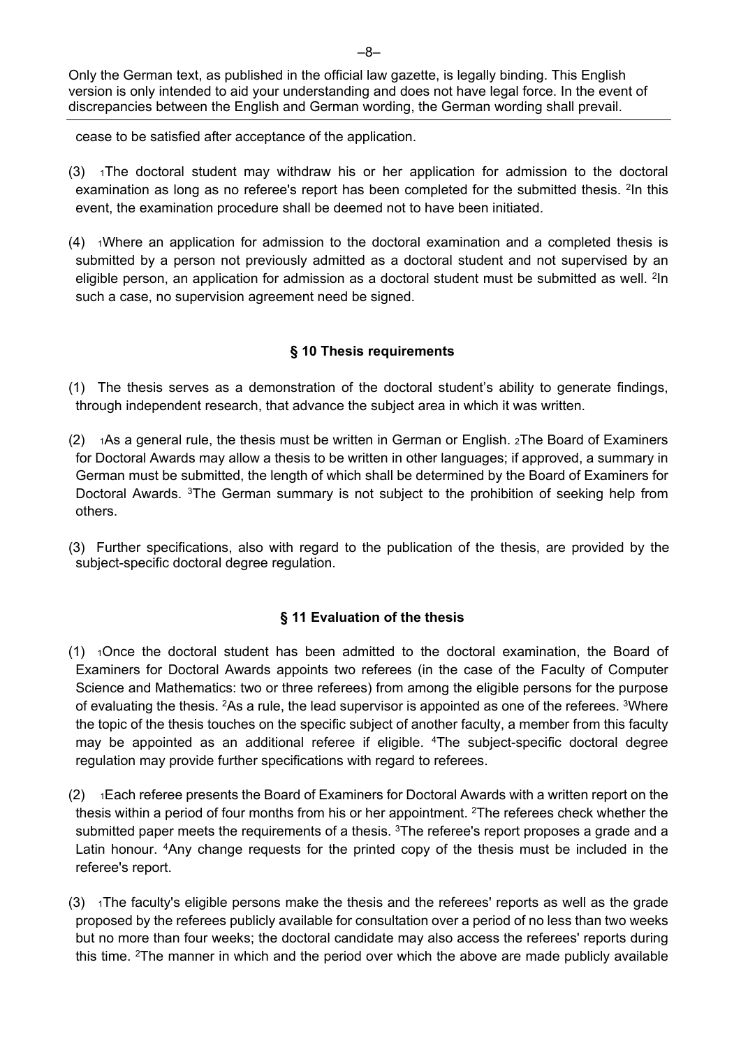cease to be satisfied after acceptance of the application.

(3) [1]The doctoral student may withdraw his or her application for admission to the doctoral examination as long as no referee's report has been completed for the submitted thesis. [2]In this event, the examination procedure shall be deemed not to have been initiated.

(4) [1]Where an application for admission to the doctoral examination and a completed thesis is submitted by a person not previously admitted as a doctoral student and not supervised by an eligible person, an application for admission as a doctoral student must be submitted as well. [2]In such a case, no supervision agreement need be signed.

### § 10 Thesis requirements

(1) The thesis serves as a demonstration of the doctoral student's ability to generate findings, through independent research, that advance the subject area in which it was written.

(2) [1]As a general rule, the thesis must be written in German or English. [2]The Board of Examiners for Doctoral Awards may allow a thesis to be written in other languages; if approved, a summary in German must be submitted, the length of which shall be determined by the Board of Examiners for Doctoral Awards. [3]The German summary is not subject to the prohibition of seeking help from others.

(3) Further specifications, also with regard to the publication of the thesis, are provided by the subject-specific doctoral degree regulation.

### § 11 Evaluation of the thesis

(1) [1]Once the doctoral student has been admitted to the doctoral examination, the Board of Examiners for Doctoral Awards appoints two referees (in the case of the Faculty of Computer Science and Mathematics: two or three referees) from among the eligible persons for the purpose of evaluating the thesis. [2]As a rule, the lead supervisor is appointed as one of the referees. [3]Where the topic of the thesis touches on the specific subject of another faculty, a member from this faculty may be appointed as an additional referee if eligible. [4]The subject-specific doctoral degree regulation may provide further specifications with regard to referees.

(2) [1]Each referee presents the Board of Examiners for Doctoral Awards with a written report on the thesis within a period of four months from his or her appointment. [2]The referees check whether the submitted paper meets the requirements of a thesis. [3]The referee's report proposes a grade and a Latin honour. [4]Any change requests for the printed copy of the thesis must be included in the referee's report.

(3) [1]The faculty's eligible persons make the thesis and the referees' reports as well as the grade proposed by the referees publicly available for consultation over a period of no less than two weeks but no more than four weeks; the doctoral candidate may also access the referees' reports during this time. [2]The manner in which and the period over which the above are made publicly available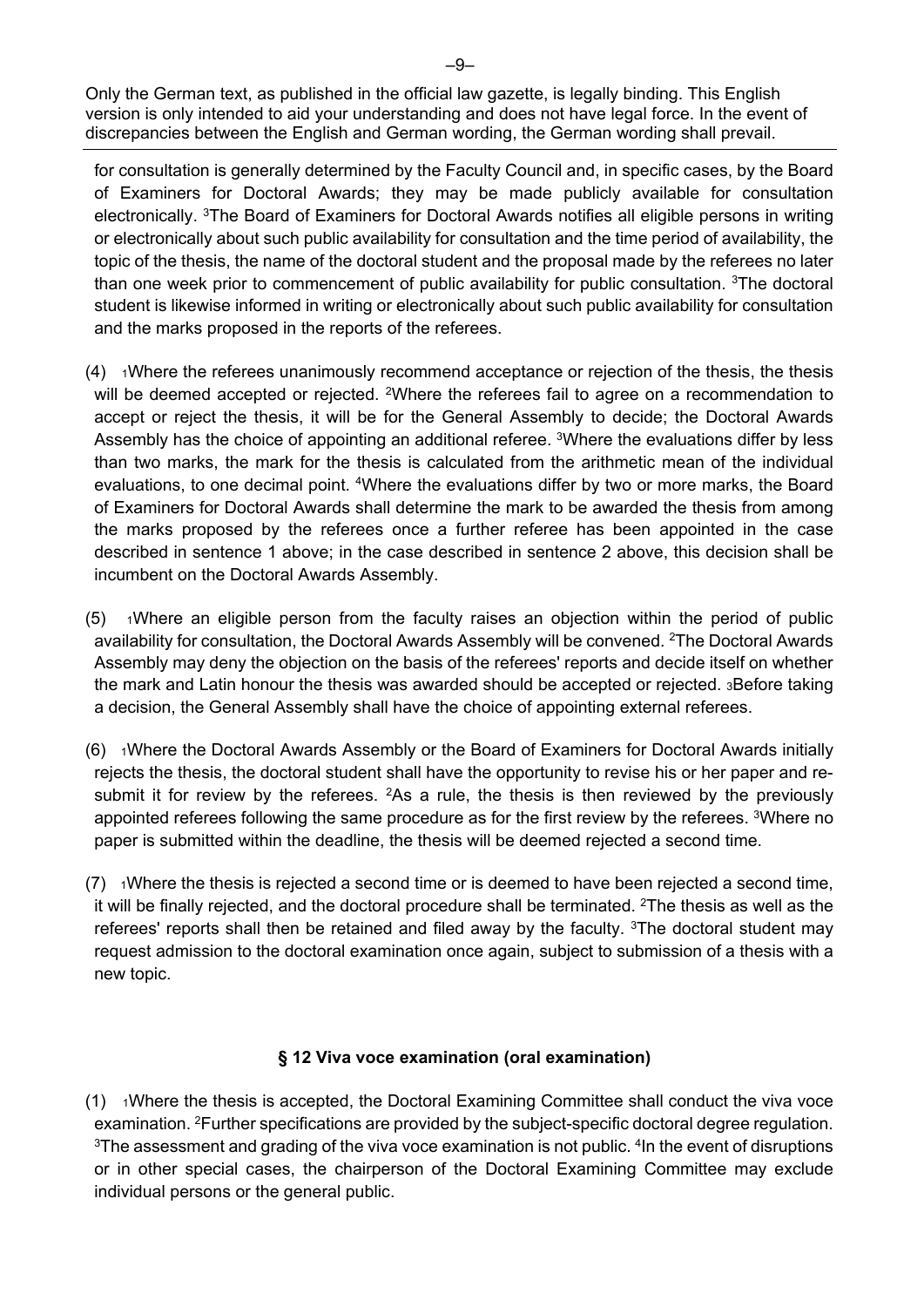Only the German text, as published in the official law gazette, is legally binding. This English version is only intended to aid your understanding and does not have legal force. In the event of discrepancies between the English and German wording, the German wording shall prevail.

for consultation is generally determined by the Faculty Council and, in specific cases, by the Board of Examiners for Doctoral Awards; they may be made publicly available for consultation electronically. [3]The Board of Examiners for Doctoral Awards notifies all eligible persons in writing or electronically about such public availability for consultation and the time period of availability, the topic of the thesis, the name of the doctoral student and the proposal made by the referees no later than one week prior to commencement of public availability for public consultation. [3]The doctoral student is likewise informed in writing or electronically about such public availability for consultation and the marks proposed in the reports of the referees.

(4) [1]Where the referees unanimously recommend acceptance or rejection of the thesis, the thesis will be deemed accepted or rejected. [2]Where the referees fail to agree on a recommendation to accept or reject the thesis, it will be for the General Assembly to decide; the Doctoral Awards Assembly has the choice of appointing an additional referee. [3]Where the evaluations differ by less than two marks, the mark for the thesis is calculated from the arithmetic mean of the individual evaluations, to one decimal point. [4]Where the evaluations differ by two or more marks, the Board of Examiners for Doctoral Awards shall determine the mark to be awarded the thesis from among the marks proposed by the referees once a further referee has been appointed in the case described in sentence 1 above; in the case described in sentence 2 above, this decision shall be incumbent on the Doctoral Awards Assembly.

(5) [1]Where an eligible person from the faculty raises an objection within the period of public availability for consultation, the Doctoral Awards Assembly will be convened. [2]The Doctoral Awards Assembly may deny the objection on the basis of the referees' reports and decide itself on whether the mark and Latin honour the thesis was awarded should be accepted or rejected. [3]Before taking a decision, the General Assembly shall have the choice of appointing external referees.

(6) [1]Where the Doctoral Awards Assembly or the Board of Examiners for Doctoral Awards initially rejects the thesis, the doctoral student shall have the opportunity to revise his or her paper and re-submit it for review by the referees. [2]As a rule, the thesis is then reviewed by the previously appointed referees following the same procedure as for the first review by the referees. [3]Where no paper is submitted within the deadline, the thesis will be deemed rejected a second time.

(7) [1]Where the thesis is rejected a second time or is deemed to have been rejected a second time, it will be finally rejected, and the doctoral procedure shall be terminated. [2]The thesis as well as the referees' reports shall then be retained and filed away by the faculty. [3]The doctoral student may request admission to the doctoral examination once again, subject to submission of a thesis with a new topic.

### § 12 Viva voce examination (oral examination)

(1) [1]Where the thesis is accepted, the Doctoral Examining Committee shall conduct the viva voce examination. [2]Further specifications are provided by the subject-specific doctoral degree regulation. [3]The assessment and grading of the viva voce examination is not public. [4]In the event of disruptions or in other special cases, the chairperson of the Doctoral Examining Committee may exclude individual persons or the general public.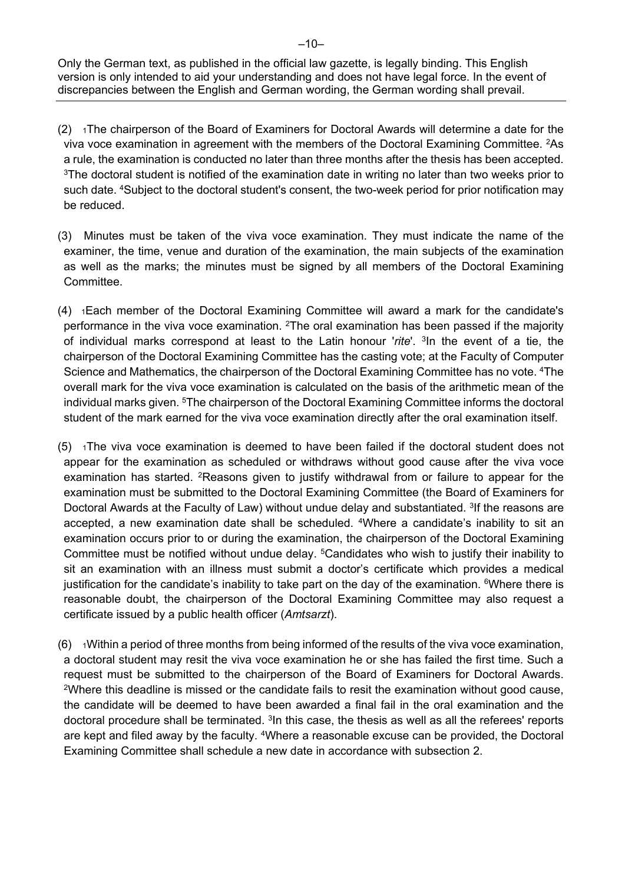Only the German text, as published in the official law gazette, is legally binding. This English version is only intended to aid your understanding and does not have legal force. In the event of discrepancies between the English and German wording, the German wording shall prevail.

(2) [1]The chairperson of the Board of Examiners for Doctoral Awards will determine a date for the viva voce examination in agreement with the members of the Doctoral Examining Committee. [2]As a rule, the examination is conducted no later than three months after the thesis has been accepted. [3]The doctoral student is notified of the examination date in writing no later than two weeks prior to such date. [4]Subject to the doctoral student's consent, the two-week period for prior notification may be reduced.

(3) Minutes must be taken of the viva voce examination. They must indicate the name of the examiner, the time, venue and duration of the examination, the main subjects of the examination as well as the marks; the minutes must be signed by all members of the Doctoral Examining Committee.

(4) [1]Each member of the Doctoral Examining Committee will award a mark for the candidate's performance in the viva voce examination. [2]The oral examination has been passed if the majority of individual marks correspond at least to the Latin honour '*rite*'. [3]In the event of a tie, the chairperson of the Doctoral Examining Committee has the casting vote; at the Faculty of Computer Science and Mathematics, the chairperson of the Doctoral Examining Committee has no vote. [4]The overall mark for the viva voce examination is calculated on the basis of the arithmetic mean of the individual marks given. [5]The chairperson of the Doctoral Examining Committee informs the doctoral student of the mark earned for the viva voce examination directly after the oral examination itself.

(5) [1]The viva voce examination is deemed to have been failed if the doctoral student does not appear for the examination as scheduled or withdraws without good cause after the viva voce examination has started. [2]Reasons given to justify withdrawal from or failure to appear for the examination must be submitted to the Doctoral Examining Committee (the Board of Examiners for Doctoral Awards at the Faculty of Law) without undue delay and substantiated. [3]If the reasons are accepted, a new examination date shall be scheduled. [4]Where a candidate's inability to sit an examination occurs prior to or during the examination, the chairperson of the Doctoral Examining Committee must be notified without undue delay. [5]Candidates who wish to justify their inability to sit an examination with an illness must submit a doctor's certificate which provides a medical justification for the candidate's inability to take part on the day of the examination. [6]Where there is reasonable doubt, the chairperson of the Doctoral Examining Committee may also request a certificate issued by a public health officer (*Amtsarzt*).

(6) [1]Within a period of three months from being informed of the results of the viva voce examination, a doctoral student may resit the viva voce examination he or she has failed the first time. Such a request must be submitted to the chairperson of the Board of Examiners for Doctoral Awards. [2]Where this deadline is missed or the candidate fails to resit the examination without good cause, the candidate will be deemed to have been awarded a final fail in the oral examination and the doctoral procedure shall be terminated. [3]In this case, the thesis as well as all the referees' reports are kept and filed away by the faculty. [4]Where a reasonable excuse can be provided, the Doctoral Examining Committee shall schedule a new date in accordance with subsection 2.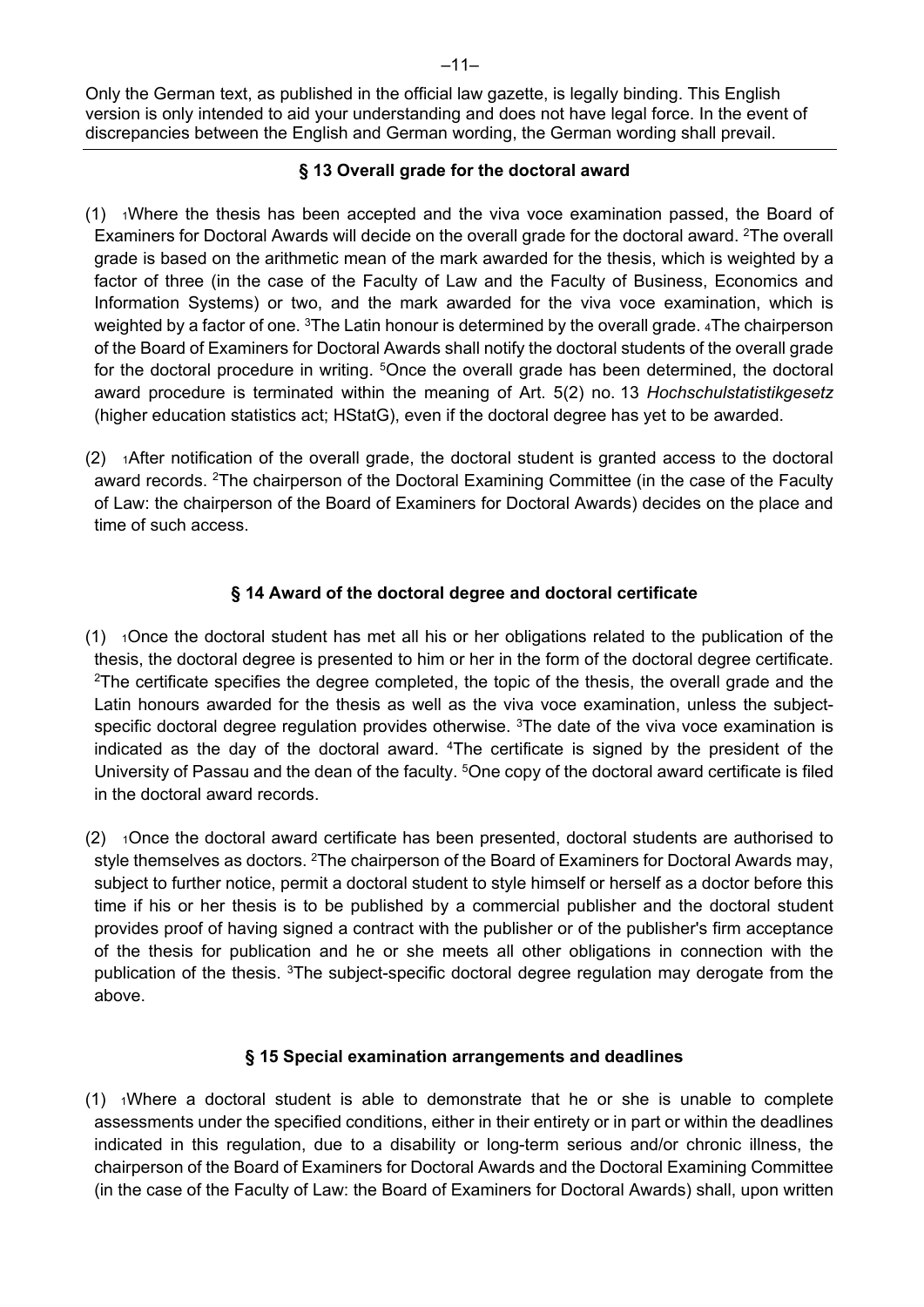Only the German text, as published in the official law gazette, is legally binding. This English version is only intended to aid your understanding and does not have legal force. In the event of discrepancies between the English and German wording, the German wording shall prevail.

### § 13 Overall grade for the doctoral award

(1) [1]Where the thesis has been accepted and the viva voce examination passed, the Board of Examiners for Doctoral Awards will decide on the overall grade for the doctoral award. [2]The overall grade is based on the arithmetic mean of the mark awarded for the thesis, which is weighted by a factor of three (in the case of the Faculty of Law and the Faculty of Business, Economics and Information Systems) or two, and the mark awarded for the viva voce examination, which is weighted by a factor of one. [3]The Latin honour is determined by the overall grade. [4]The chairperson of the Board of Examiners for Doctoral Awards shall notify the doctoral students of the overall grade for the doctoral procedure in writing. [5]Once the overall grade has been determined, the doctoral award procedure is terminated within the meaning of Art. 5(2) no. 13 *Hochschulstatistikgesetz* (higher education statistics act; HStatG), even if the doctoral degree has yet to be awarded.

(2) [1]After notification of the overall grade, the doctoral student is granted access to the doctoral award records. [2]The chairperson of the Doctoral Examining Committee (in the case of the Faculty of Law: the chairperson of the Board of Examiners for Doctoral Awards) decides on the place and time of such access.

### § 14 Award of the doctoral degree and doctoral certificate

(1) [1]Once the doctoral student has met all his or her obligations related to the publication of the thesis, the doctoral degree is presented to him or her in the form of the doctoral degree certificate. [2]The certificate specifies the degree completed, the topic of the thesis, the overall grade and the Latin honours awarded for the thesis as well as the viva voce examination, unless the subject-specific doctoral degree regulation provides otherwise. [3]The date of the viva voce examination is indicated as the day of the doctoral award. [4]The certificate is signed by the president of the University of Passau and the dean of the faculty. [5]One copy of the doctoral award certificate is filed in the doctoral award records.

(2) [1]Once the doctoral award certificate has been presented, doctoral students are authorised to style themselves as doctors. [2]The chairperson of the Board of Examiners for Doctoral Awards may, subject to further notice, permit a doctoral student to style himself or herself as a doctor before this time if his or her thesis is to be published by a commercial publisher and the doctoral student provides proof of having signed a contract with the publisher or of the publisher's firm acceptance of the thesis for publication and he or she meets all other obligations in connection with the publication of the thesis. [3]The subject-specific doctoral degree regulation may derogate from the above.

### § 15 Special examination arrangements and deadlines

(1) [1]Where a doctoral student is able to demonstrate that he or she is unable to complete assessments under the specified conditions, either in their entirety or in part or within the deadlines indicated in this regulation, due to a disability or long-term serious and/or chronic illness, the chairperson of the Board of Examiners for Doctoral Awards and the Doctoral Examining Committee (in the case of the Faculty of Law: the Board of Examiners for Doctoral Awards) shall, upon written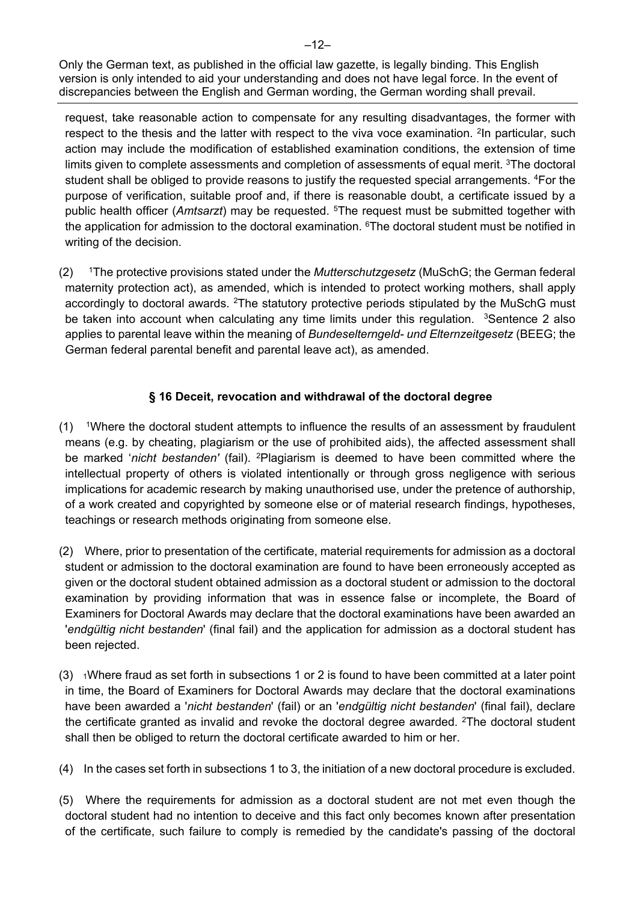Only the German text, as published in the official law gazette, is legally binding. This English version is only intended to aid your understanding and does not have legal force. In the event of discrepancies between the English and German wording, the German wording shall prevail.

request, take reasonable action to compensate for any resulting disadvantages, the former with respect to the thesis and the latter with respect to the viva voce examination. [2]In particular, such action may include the modification of established examination conditions, the extension of time limits given to complete assessments and completion of assessments of equal merit. [3]The doctoral student shall be obliged to provide reasons to justify the requested special arrangements. [4]For the purpose of verification, suitable proof and, if there is reasonable doubt, a certificate issued by a public health officer (*Amtsarzt*) may be requested. [5]The request must be submitted together with the application for admission to the doctoral examination. [6]The doctoral student must be notified in writing of the decision.

(2) [1]The protective provisions stated under the *Mutterschutzgesetz* (MuSchG; the German federal maternity protection act), as amended, which is intended to protect working mothers, shall apply accordingly to doctoral awards. [2]The statutory protective periods stipulated by the MuSchG must be taken into account when calculating any time limits under this regulation. [3]Sentence 2 also applies to parental leave within the meaning of *Bundeselterngeld- und Elternzeitgesetz* (BEEG; the German federal parental benefit and parental leave act), as amended.

## § 16 Deceit, revocation and withdrawal of the doctoral degree

(1) [1]Where the doctoral student attempts to influence the results of an assessment by fraudulent means (e.g. by cheating, plagiarism or the use of prohibited aids), the affected assessment shall be marked '*nicht bestanden'* (fail). [2]Plagiarism is deemed to have been committed where the intellectual property of others is violated intentionally or through gross negligence with serious implications for academic research by making unauthorised use, under the pretence of authorship, of a work created and copyrighted by someone else or of material research findings, hypotheses, teachings or research methods originating from someone else.

(2) Where, prior to presentation of the certificate, material requirements for admission as a doctoral student or admission to the doctoral examination are found to have been erroneously accepted as given or the doctoral student obtained admission as a doctoral student or admission to the doctoral examination by providing information that was in essence false or incomplete, the Board of Examiners for Doctoral Awards may declare that the doctoral examinations have been awarded an '*endgültig nicht bestanden*' (final fail) and the application for admission as a doctoral student has been rejected.

(3) [1]Where fraud as set forth in subsections 1 or 2 is found to have been committed at a later point in time, the Board of Examiners for Doctoral Awards may declare that the doctoral examinations have been awarded a '*nicht bestanden*' (fail) or an '*endgültig nicht bestanden*' (final fail), declare the certificate granted as invalid and revoke the doctoral degree awarded. [2]The doctoral student shall then be obliged to return the doctoral certificate awarded to him or her.

(4) In the cases set forth in subsections 1 to 3, the initiation of a new doctoral procedure is excluded.

(5) Where the requirements for admission as a doctoral student are not met even though the doctoral student had no intention to deceive and this fact only becomes known after presentation of the certificate, such failure to comply is remedied by the candidate's passing of the doctoral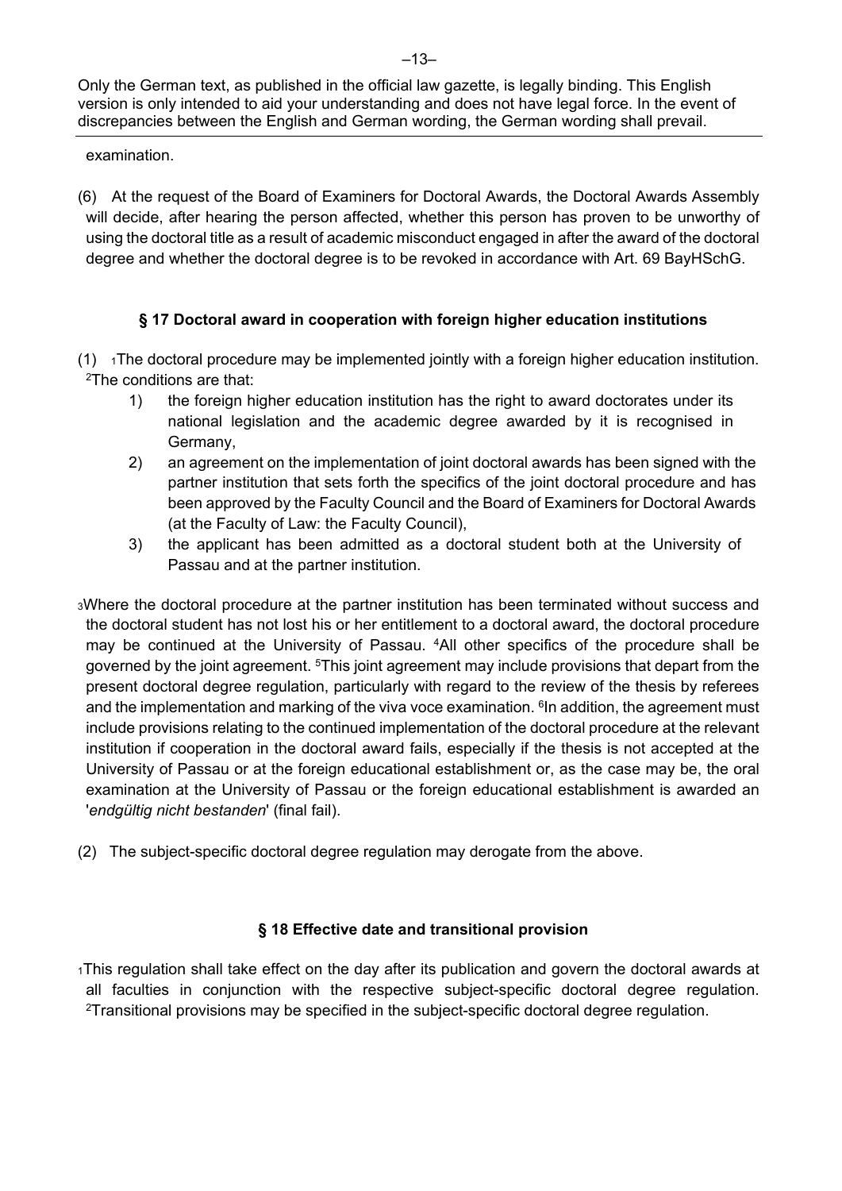Only the German text, as published in the official law gazette, is legally binding. This English version is only intended to aid your understanding and does not have legal force. In the event of discrepancies between the English and German wording, the German wording shall prevail.

examination.

(6) At the request of the Board of Examiners for Doctoral Awards, the Doctoral Awards Assembly will decide, after hearing the person affected, whether this person has proven to be unworthy of using the doctoral title as a result of academic misconduct engaged in after the award of the doctoral degree and whether the doctoral degree is to be revoked in accordance with Art. 69 BayHSchG.

### § 17 Doctoral award in cooperation with foreign higher education institutions

(1) [1]The doctoral procedure may be implemented jointly with a foreign higher education institution. [2]The conditions are that:

1) the foreign higher education institution has the right to award doctorates under its national legislation and the academic degree awarded by it is recognised in Germany,
2) an agreement on the implementation of joint doctoral awards has been signed with the partner institution that sets forth the specifics of the joint doctoral procedure and has been approved by the Faculty Council and the Board of Examiners for Doctoral Awards (at the Faculty of Law: the Faculty Council),
3) the applicant has been admitted as a doctoral student both at the University of Passau and at the partner institution.

[3]Where the doctoral procedure at the partner institution has been terminated without success and the doctoral student has not lost his or her entitlement to a doctoral award, the doctoral procedure may be continued at the University of Passau. [4]All other specifics of the procedure shall be governed by the joint agreement. [5]This joint agreement may include provisions that depart from the present doctoral degree regulation, particularly with regard to the review of the thesis by referees and the implementation and marking of the viva voce examination. [6]In addition, the agreement must include provisions relating to the continued implementation of the doctoral procedure at the relevant institution if cooperation in the doctoral award fails, especially if the thesis is not accepted at the University of Passau or at the foreign educational establishment or, as the case may be, the oral examination at the University of Passau or the foreign educational establishment is awarded an '*endgültig nicht bestanden*' (final fail).

(2) The subject-specific doctoral degree regulation may derogate from the above.

### § 18 Effective date and transitional provision

[1]This regulation shall take effect on the day after its publication and govern the doctoral awards at all faculties in conjunction with the respective subject-specific doctoral degree regulation. [2]Transitional provisions may be specified in the subject-specific doctoral degree regulation.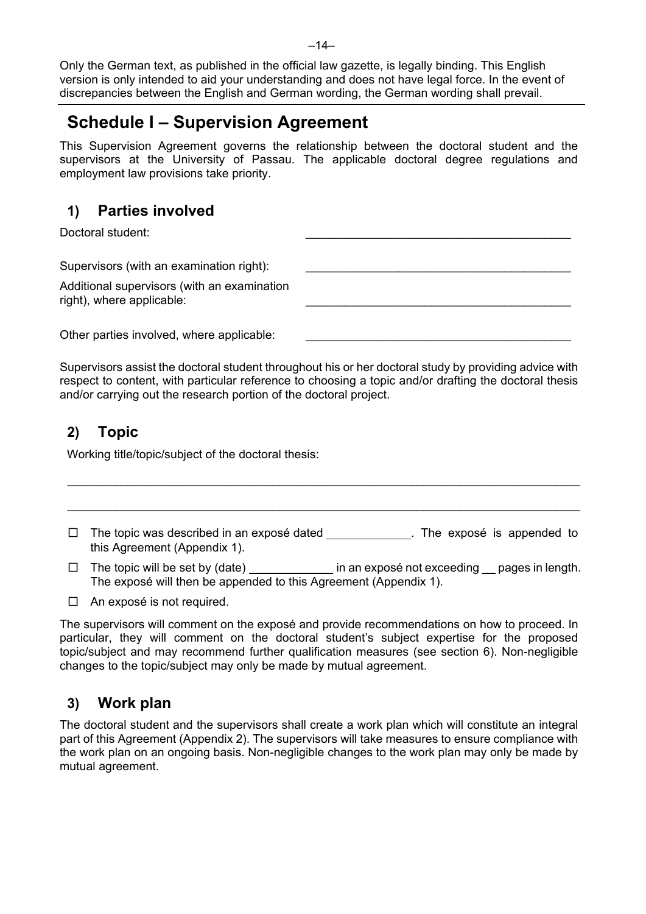Only the German text, as published in the official law gazette, is legally binding. This English version is only intended to aid your understanding and does not have legal force. In the event of discrepancies between the English and German wording, the German wording shall prevail.

# Schedule I – Supervision Agreement

This Supervision Agreement governs the relationship between the doctoral student and the supervisors at the University of Passau. The applicable doctoral degree regulations and employment law provisions take priority.

## 1) Parties involved

Doctoral student: ________________________________________

Supervisors (with an examination right): ________________________________________

Additional supervisors (with an examination right), where applicable: ________________________________________

Other parties involved, where applicable: ________________________________________

Supervisors assist the doctoral student throughout his or her doctoral study by providing advice with respect to content, with particular reference to choosing a topic and/or drafting the doctoral thesis and/or carrying out the research portion of the doctoral project.

## 2) Topic

Working title/topic/subject of the doctoral thesis:

________________________________________________________________________________

________________________________________________________________________________

- ☐ The topic was described in an exposé dated ____________. The exposé is appended to this Agreement (Appendix 1).
- ☐ The topic will be set by (date) ____________ in an exposé not exceeding __ pages in length. The exposé will then be appended to this Agreement (Appendix 1).
- ☐ An exposé is not required.

The supervisors will comment on the exposé and provide recommendations on how to proceed. In particular, they will comment on the doctoral student's subject expertise for the proposed topic/subject and may recommend further qualification measures (see section 6). Non-negligible changes to the topic/subject may only be made by mutual agreement.

## 3) Work plan

The doctoral student and the supervisors shall create a work plan which will constitute an integral part of this Agreement (Appendix 2). The supervisors will take measures to ensure compliance with the work plan on an ongoing basis. Non-negligible changes to the work plan may only be made by mutual agreement.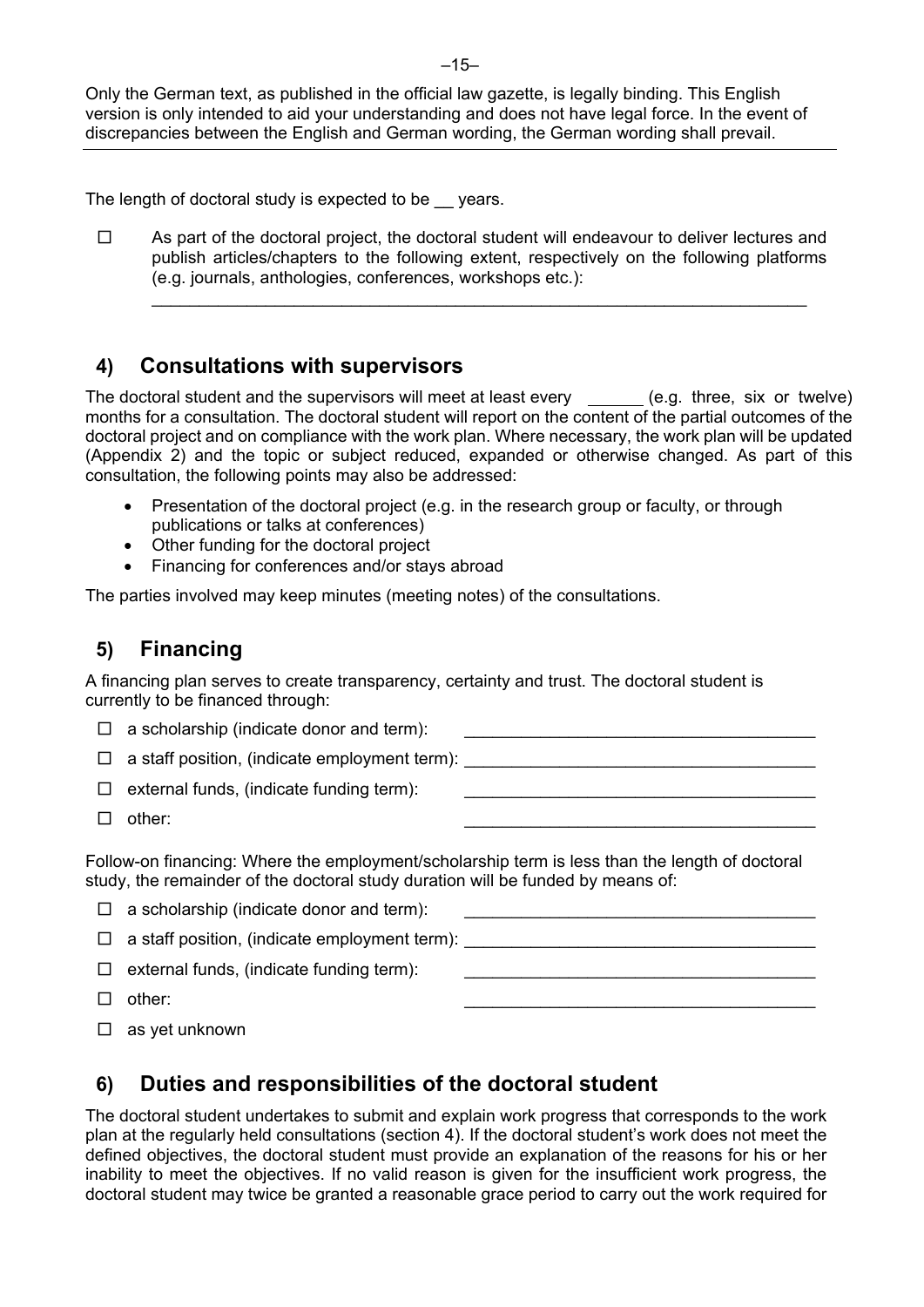Only the German text, as published in the official law gazette, is legally binding. This English version is only intended to aid your understanding and does not have legal force. In the event of discrepancies between the English and German wording, the German wording shall prevail.

The length of doctoral study is expected to be __ years.

☐ As part of the doctoral project, the doctoral student will endeavour to deliver lectures and publish articles/chapters to the following extent, respectively on the following platforms (e.g. journals, anthologies, conferences, workshops etc.):

______________________________________________________________________

## 4) Consultations with supervisors

The doctoral student and the supervisors will meet at least every ______ (e.g. three, six or twelve) months for a consultation. The doctoral student will report on the content of the partial outcomes of the doctoral project and on compliance with the work plan. Where necessary, the work plan will be updated (Appendix 2) and the topic or subject reduced, expanded or otherwise changed. As part of this consultation, the following points may also be addressed:

- Presentation of the doctoral project (e.g. in the research group or faculty, or through publications or talks at conferences)
- Other funding for the doctoral project
- Financing for conferences and/or stays abroad

The parties involved may keep minutes (meeting notes) of the consultations.

## 5) Financing

A financing plan serves to create transparency, certainty and trust. The doctoral student is currently to be financed through:

☐ a scholarship (indicate donor and term): ______________________________________

☐ a staff position, (indicate employment term): ______________________________________

☐ external funds, (indicate funding term): ______________________________________

☐ other: ______________________________________

Follow-on financing: Where the employment/scholarship term is less than the length of doctoral study, the remainder of the doctoral study duration will be funded by means of:

☐ a scholarship (indicate donor and term): ______________________________________

☐ a staff position, (indicate employment term): ______________________________________

☐ external funds, (indicate funding term): ______________________________________

☐ other: ______________________________________

☐ as yet unknown

## 6) Duties and responsibilities of the doctoral student

The doctoral student undertakes to submit and explain work progress that corresponds to the work plan at the regularly held consultations (section 4). If the doctoral student's work does not meet the defined objectives, the doctoral student must provide an explanation of the reasons for his or her inability to meet the objectives. If no valid reason is given for the insufficient work progress, the doctoral student may twice be granted a reasonable grace period to carry out the work required for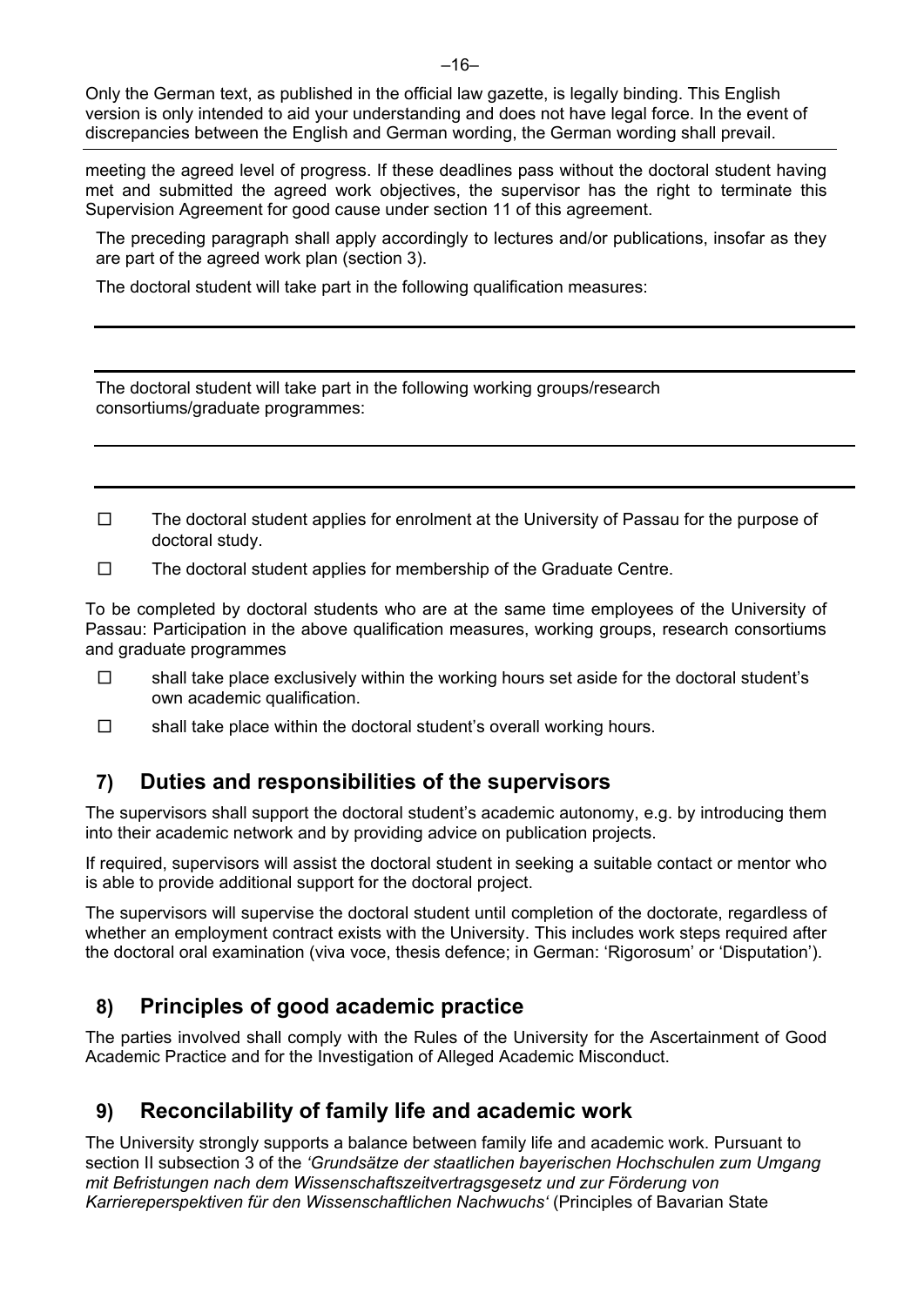Only the German text, as published in the official law gazette, is legally binding. This English version is only intended to aid your understanding and does not have legal force. In the event of discrepancies between the English and German wording, the German wording shall prevail.

meeting the agreed level of progress. If these deadlines pass without the doctoral student having met and submitted the agreed work objectives, the supervisor has the right to terminate this Supervision Agreement for good cause under section 11 of this agreement.

The preceding paragraph shall apply accordingly to lectures and/or publications, insofar as they are part of the agreed work plan (section 3).

The doctoral student will take part in the following qualification measures:

______________________________________________

______________________________________________

The doctoral student will take part in the following working groups/research consortiums/graduate programmes:

______________________________________________

______________________________________________

☐ The doctoral student applies for enrolment at the University of Passau for the purpose of doctoral study.

☐ The doctoral student applies for membership of the Graduate Centre.

To be completed by doctoral students who are at the same time employees of the University of Passau: Participation in the above qualification measures, working groups, research consortiums and graduate programmes

☐ shall take place exclusively within the working hours set aside for the doctoral student's own academic qualification.

☐ shall take place within the doctoral student's overall working hours.

## 7) Duties and responsibilities of the supervisors

The supervisors shall support the doctoral student's academic autonomy, e.g. by introducing them into their academic network and by providing advice on publication projects.

If required, supervisors will assist the doctoral student in seeking a suitable contact or mentor who is able to provide additional support for the doctoral project.

The supervisors will supervise the doctoral student until completion of the doctorate, regardless of whether an employment contract exists with the University. This includes work steps required after the doctoral oral examination (viva voce, thesis defence; in German: 'Rigorosum' or 'Disputation').

## 8) Principles of good academic practice

The parties involved shall comply with the Rules of the University for the Ascertainment of Good Academic Practice and for the Investigation of Alleged Academic Misconduct.

## 9) Reconcilability of family life and academic work

The University strongly supports a balance between family life and academic work. Pursuant to section II subsection 3 of the *'Grundsätze der staatlichen bayerischen Hochschulen zum Umgang mit Befristungen nach dem Wissenschaftszeitvertragsgesetz und zur Förderung von Karriereperspektiven für den Wissenschaftlichen Nachwuchs'* (Principles of Bavarian State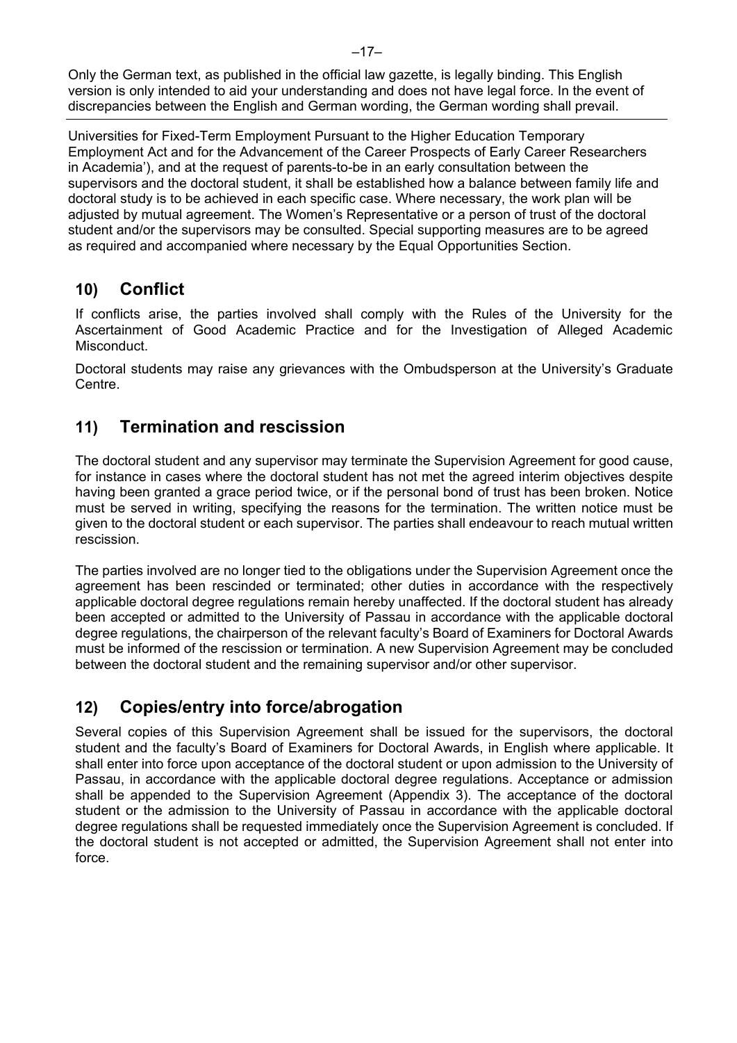Only the German text, as published in the official law gazette, is legally binding. This English version is only intended to aid your understanding and does not have legal force. In the event of discrepancies between the English and German wording, the German wording shall prevail.

---

Universities for Fixed-Term Employment Pursuant to the Higher Education Temporary Employment Act and for the Advancement of the Career Prospects of Early Career Researchers in Academia'), and at the request of parents-to-be in an early consultation between the supervisors and the doctoral student, it shall be established how a balance between family life and doctoral study is to be achieved in each specific case. Where necessary, the work plan will be adjusted by mutual agreement. The Women's Representative or a person of trust of the doctoral student and/or the supervisors may be consulted. Special supporting measures are to be agreed as required and accompanied where necessary by the Equal Opportunities Section.

## 10) Conflict

If conflicts arise, the parties involved shall comply with the Rules of the University for the Ascertainment of Good Academic Practice and for the Investigation of Alleged Academic Misconduct.

Doctoral students may raise any grievances with the Ombudsperson at the University's Graduate Centre.

## 11) Termination and rescission

The doctoral student and any supervisor may terminate the Supervision Agreement for good cause, for instance in cases where the doctoral student has not met the agreed interim objectives despite having been granted a grace period twice, or if the personal bond of trust has been broken. Notice must be served in writing, specifying the reasons for the termination. The written notice must be given to the doctoral student or each supervisor. The parties shall endeavour to reach mutual written rescission.

The parties involved are no longer tied to the obligations under the Supervision Agreement once the agreement has been rescinded or terminated; other duties in accordance with the respectively applicable doctoral degree regulations remain hereby unaffected. If the doctoral student has already been accepted or admitted to the University of Passau in accordance with the applicable doctoral degree regulations, the chairperson of the relevant faculty's Board of Examiners for Doctoral Awards must be informed of the rescission or termination. A new Supervision Agreement may be concluded between the doctoral student and the remaining supervisor and/or other supervisor.

## 12) Copies/entry into force/abrogation

Several copies of this Supervision Agreement shall be issued for the supervisors, the doctoral student and the faculty's Board of Examiners for Doctoral Awards, in English where applicable. It shall enter into force upon acceptance of the doctoral student or upon admission to the University of Passau, in accordance with the applicable doctoral degree regulations. Acceptance or admission shall be appended to the Supervision Agreement (Appendix 3). The acceptance of the doctoral student or the admission to the University of Passau in accordance with the applicable doctoral degree regulations shall be requested immediately once the Supervision Agreement is concluded. If the doctoral student is not accepted or admitted, the Supervision Agreement shall not enter into force.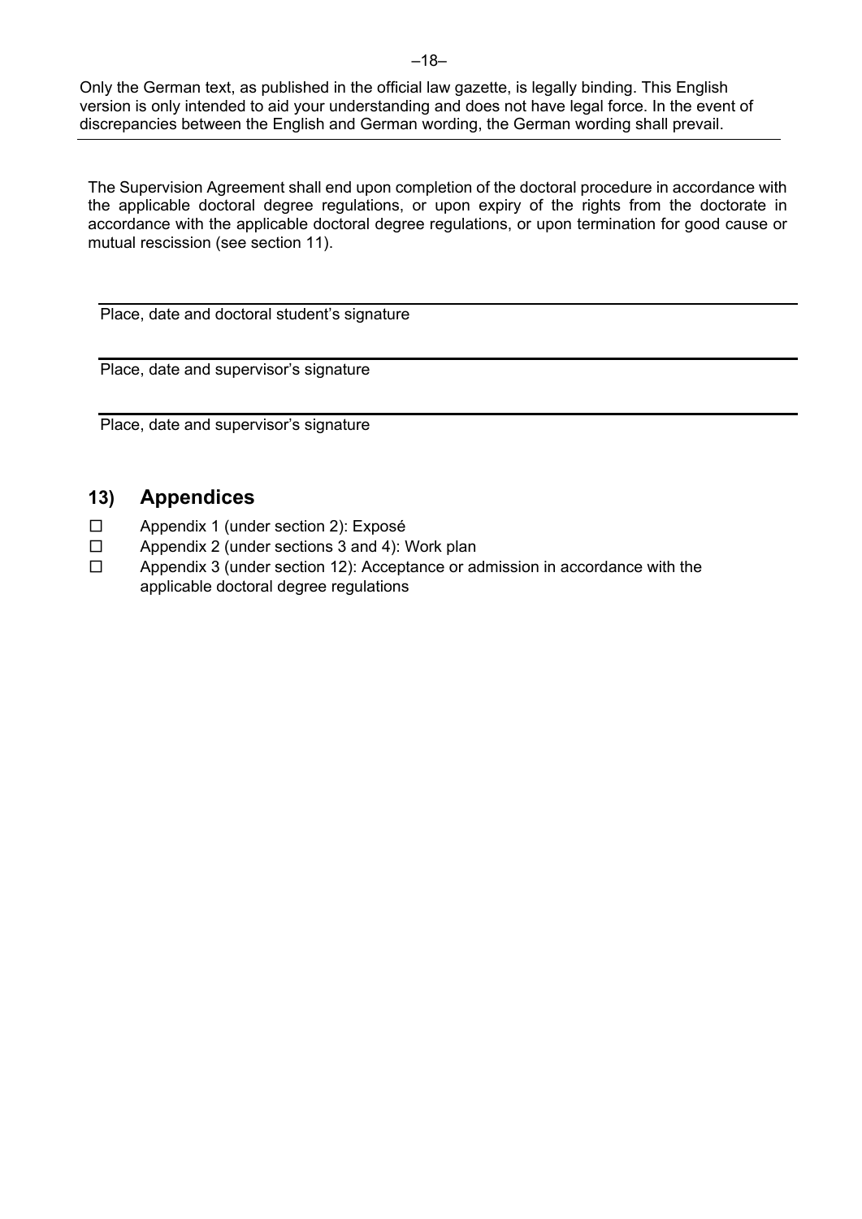Only the German text, as published in the official law gazette, is legally binding. This English version is only intended to aid your understanding and does not have legal force. In the event of discrepancies between the English and German wording, the German wording shall prevail.

---

The Supervision Agreement shall end upon completion of the doctoral procedure in accordance with the applicable doctoral degree regulations, or upon expiry of the rights from the doctorate in accordance with the applicable doctoral degree regulations, or upon termination for good cause or mutual rescission (see section 11).

---

Place, date and doctoral student's signature

---

Place, date and supervisor's signature

---

Place, date and supervisor's signature

## 13) Appendices

- ☐ Appendix 1 (under section 2): Exposé
- ☐ Appendix 2 (under sections 3 and 4): Work plan
- ☐ Appendix 3 (under section 12): Acceptance or admission in accordance with the applicable doctoral degree regulations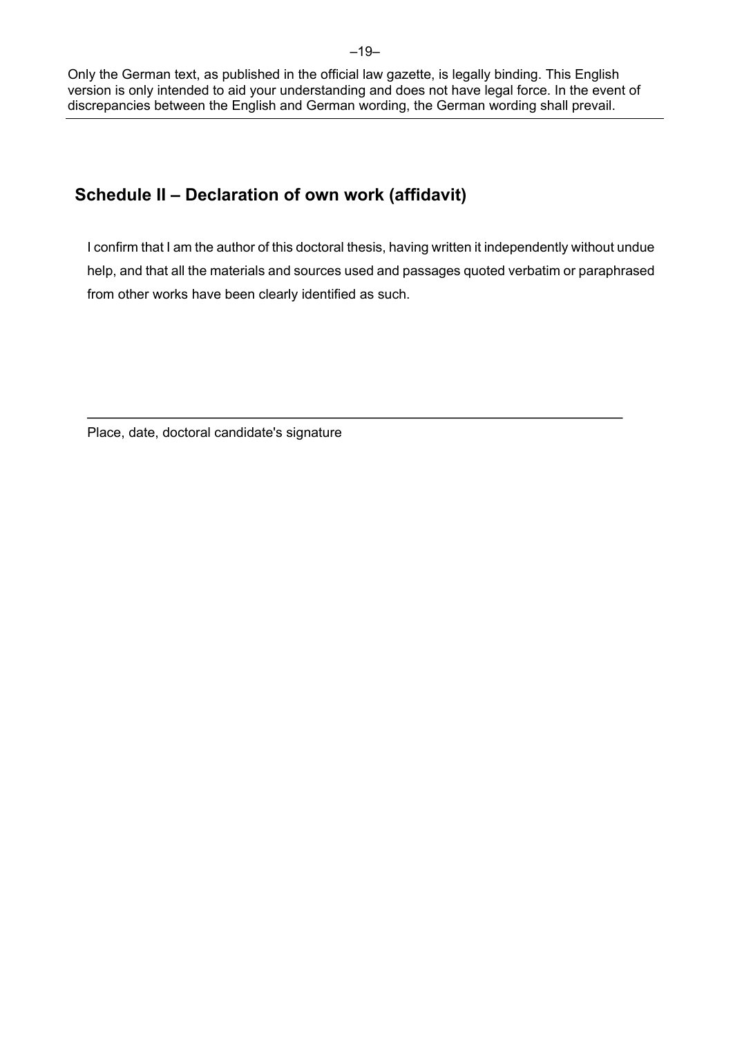## Schedule II – Declaration of own work (affidavit)

I confirm that I am the author of this doctoral thesis, having written it independently without undue help, and that all the materials and sources used and passages quoted verbatim or paraphrased from other works have been clearly identified as such.

\_\_\_\_\_\_\_\_\_\_\_\_\_\_\_\_\_\_\_\_\_\_\_\_\_\_\_\_\_\_\_\_\_\_\_\_\_\_\_\_\_\_\_\_\_\_\_\_\_\_\_\_\_\_\_\_\_\_\_\_

Place, date, doctoral candidate's signature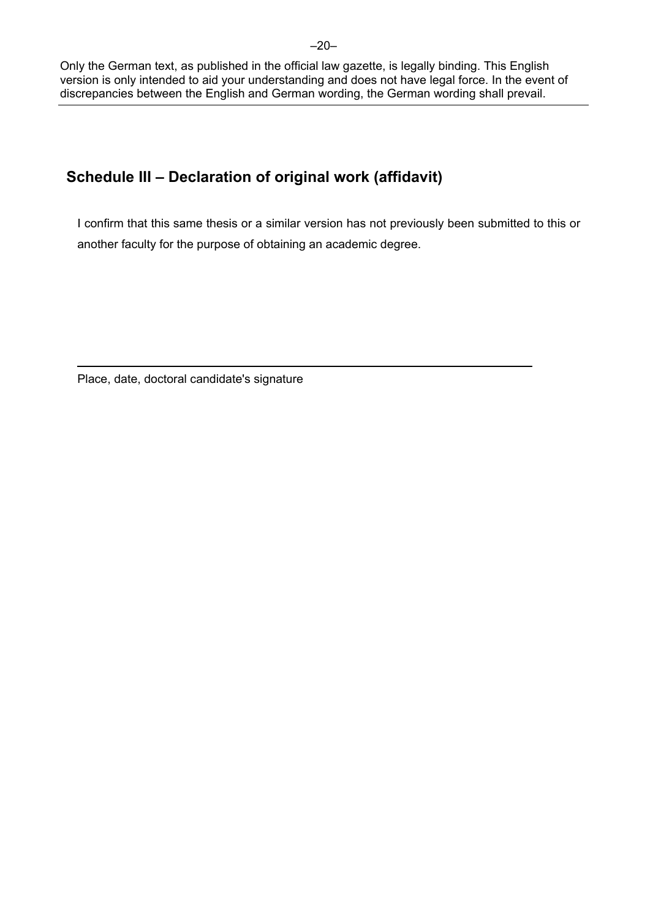Only the German text, as published in the official law gazette, is legally binding. This English version is only intended to aid your understanding and does not have legal force. In the event of discrepancies between the English and German wording, the German wording shall prevail.

## Schedule III – Declaration of original work (affidavit)

I confirm that this same thesis or a similar version has not previously been submitted to this or another faculty for the purpose of obtaining an academic degree.

---

Place, date, doctoral candidate's signature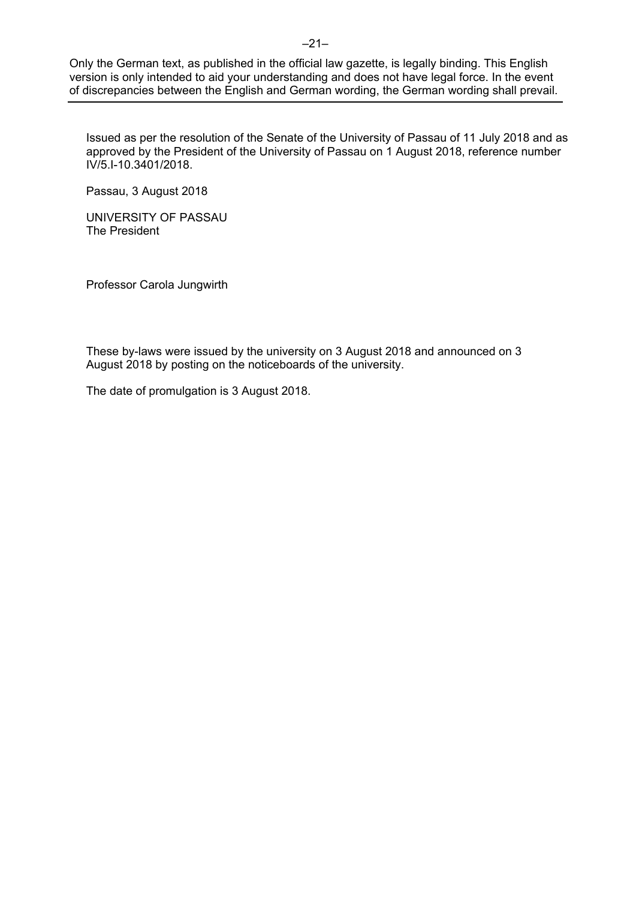Only the German text, as published in the official law gazette, is legally binding. This English version is only intended to aid your understanding and does not have legal force. In the event of discrepancies between the English and German wording, the German wording shall prevail.

---

Issued as per the resolution of the Senate of the University of Passau of 11 July 2018 and as approved by the President of the University of Passau on 1 August 2018, reference number IV/5.I-10.3401/2018.

Passau, 3 August 2018

UNIVERSITY OF PASSAU
The President

Professor Carola Jungwirth

These by-laws were issued by the university on 3 August 2018 and announced on 3 August 2018 by posting on the noticeboards of the university.

The date of promulgation is 3 August 2018.